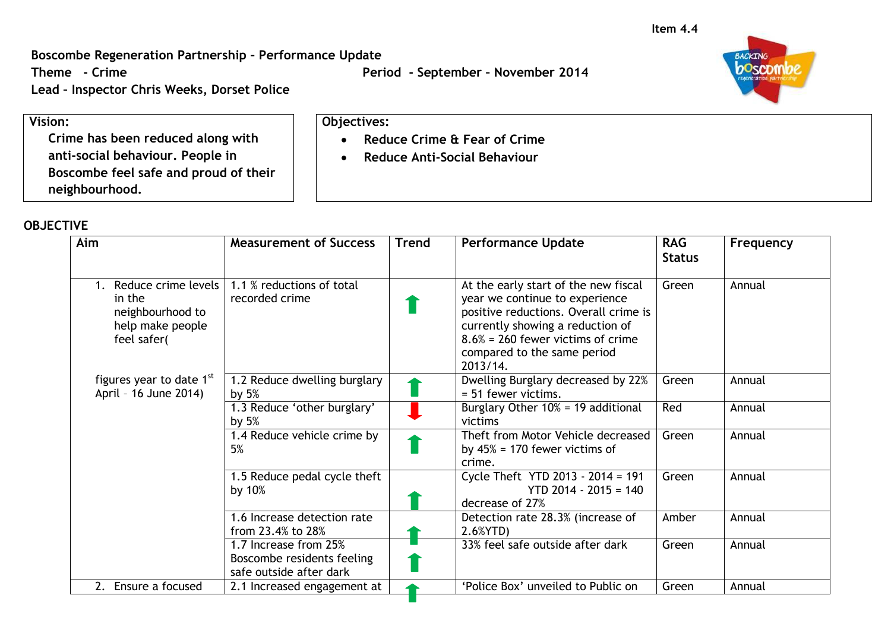Item 4.4

**Boscombe Regeneration Partnership – Performance Update**

**Theme - Crime** — **Period - September – November 2014**

**Lead – Inspector Chris Weeks, Dorset Police**

**Vision:**

**Crime has been reduced along with anti-social behaviour. People in Boscombe feel safe and proud of their neighbourhood.**

**Objectives:**

- **Reduce Crime & Fear of Crime**
- **Reduce Anti-Social Behaviour**

**OBJECTIVE**

| Aim | Measurement of Success | Trend | Performance Update | RAG Status | Frequency |
|---|---|---|---|---|---|
| 1. Reduce crime levels in the neighbourhood to help make people feel safer( | 1.1 % reductions of total recorded crime | ⬆ | At the early start of the new fiscal year we continue to experience positive reductions. Overall crime is currently showing a reduction of 8.6% = 260 fewer victims of crime compared to the same period 2013/14. | Green | Annual |
| figures year to date 1st April – 16 June 2014) | 1.2 Reduce dwelling burglary by 5% | ⬆ | Dwelling Burglary decreased by 22% = 51 fewer victims. | Green | Annual |
| | 1.3 Reduce 'other burglary' by 5% | ⬇ | Burglary Other 10% = 19 additional victims | Red | Annual |
| | 1.4 Reduce vehicle crime by 5% | ⬆ | Theft from Motor Vehicle decreased by 45% = 170 fewer victims of crime. | Green | Annual |
| | 1.5 Reduce pedal cycle theft by 10% | ⬆ | Cycle Theft YTD 2013 - 2014 = 191<br>YTD 2014 - 2015 = 140<br>decrease of 27% | Green | Annual |
| | 1.6 Increase detection rate from 23.4% to 28% | ⬆ | Detection rate 28.3% (increase of 2.6%YTD) | Amber | Annual |
| | 1.7 Increase from 25% Boscombe residents feeling safe outside after dark | ⬆ | 33% feel safe outside after dark | Green | Annual |
| 2. Ensure a focused | 2.1 Increased engagement at | ⬆ | 'Police Box' unveiled to Public on | Green | Annual |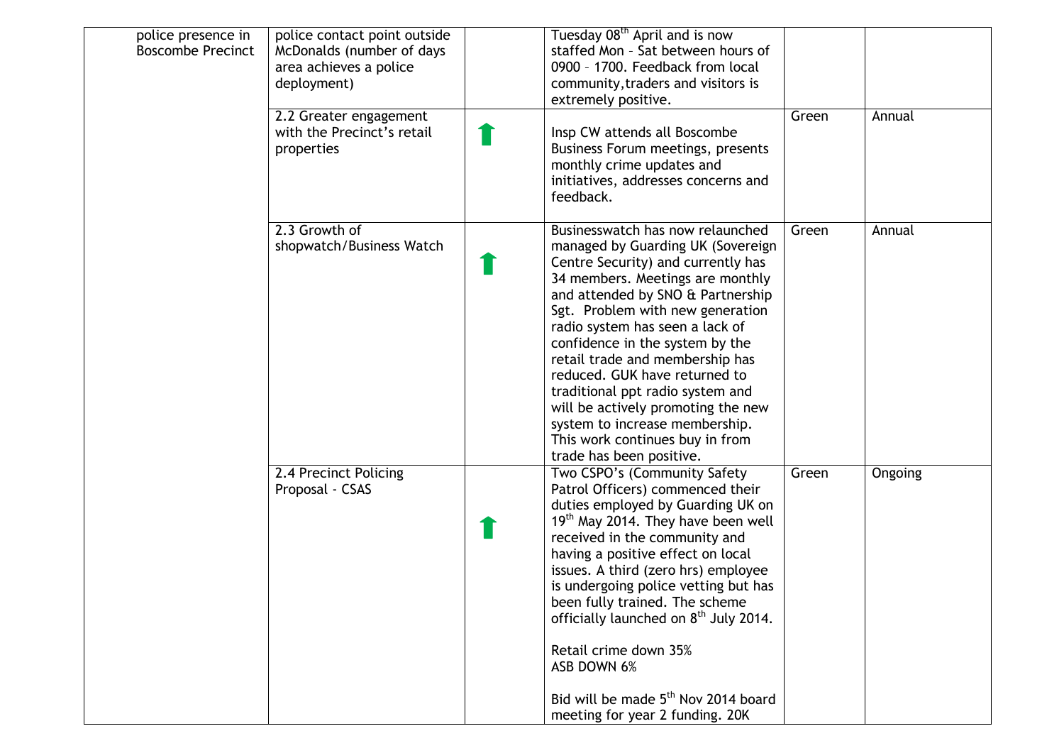| | | | | | |
|---|---|---|---|---|---|
| police presence in Boscombe Precinct | police contact point outside McDonalds (number of days area achieves a police deployment) | | Tuesday 08th April and is now staffed Mon – Sat between hours of 0900 – 1700. Feedback from local community,traders and visitors is extremely positive. | | |
| | 2.2 Greater engagement with the Precinct's retail properties | ⬆ | Insp CW attends all Boscombe Business Forum meetings, presents monthly crime updates and initiatives, addresses concerns and feedback. | Green | Annual |
| | 2.3 Growth of shopwatch/Business Watch | ⬆ | Businesswatch has now relaunched managed by Guarding UK (Sovereign Centre Security) and currently has 34 members. Meetings are monthly and attended by SNO & Partnership Sgt. Problem with new generation radio system has seen a lack of confidence in the system by the retail trade and membership has reduced. GUK have returned to traditional ppt radio system and will be actively promoting the new system to increase membership. This work continues buy in from trade has been positive. | Green | Annual |
| | 2.4 Precinct Policing Proposal - CSAS | ⬆ | Two CSPO's (Community Safety Patrol Officers) commenced their duties employed by Guarding UK on 19th May 2014. They have been well received in the community and having a positive effect on local issues. A third (zero hrs) employee is undergoing police vetting but has been fully trained. The scheme officially launched on 8th July 2014.<br><br>Retail crime down 35%<br>ASB DOWN 6%<br><br>Bid will be made 5th Nov 2014 board meeting for year 2 funding. 20K | Green | Ongoing |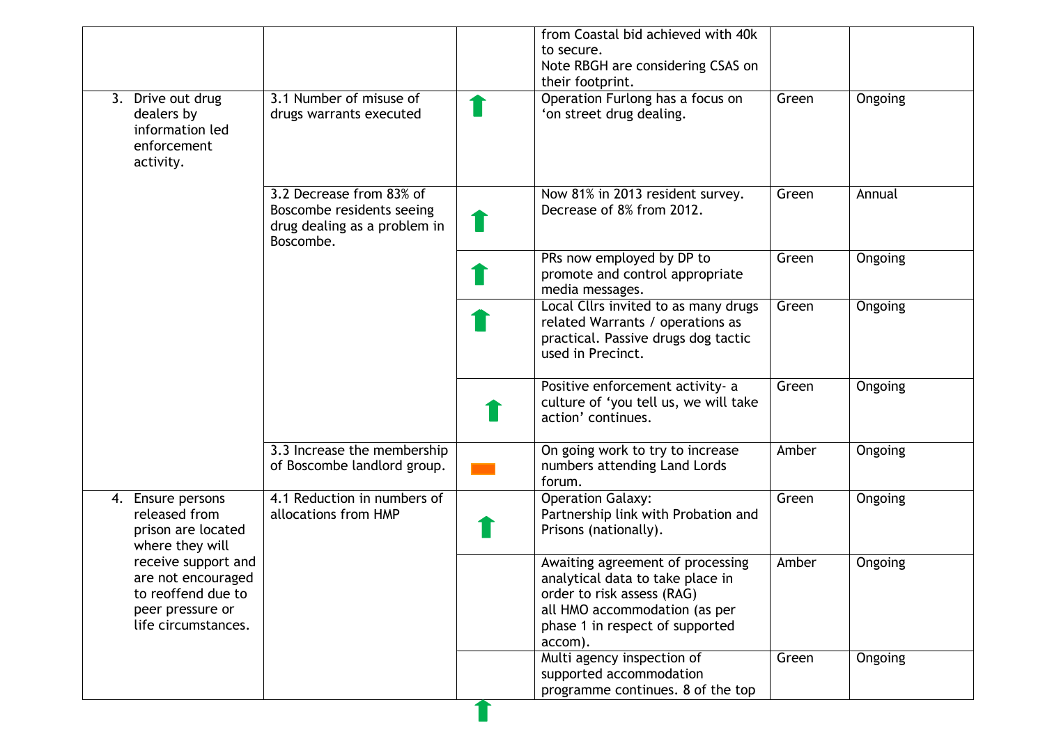| | | | | | |
|---|---|---|---|---|---|
| | | | from Coastal bid achieved with 40k to secure.<br>Note RBGH are considering CSAS on their footprint. | | |
| 3. Drive out drug dealers by information led enforcement activity. | 3.1 Number of misuse of drugs warrants executed | ⬆ | Operation Furlong has a focus on 'on street drug dealing. | Green | Ongoing |
| | 3.2 Decrease from 83% of Boscombe residents seeing drug dealing as a problem in Boscombe. | ⬆ | Now 81% in 2013 resident survey. Decrease of 8% from 2012. | Green | Annual |
| | | ⬆ | PRs now employed by DP to promote and control appropriate media messages. | Green | Ongoing |
| | | ⬆ | Local Cllrs invited to as many drugs related Warrants / operations as practical. Passive drugs dog tactic used in Precinct. | Green | Ongoing |
| | | ⬆ | Positive enforcement activity- a culture of 'you tell us, we will take action' continues. | Green | Ongoing |
| | 3.3 Increase the membership of Boscombe landlord group. | ▬ | On going work to try to increase numbers attending Land Lords forum. | Amber | Ongoing |
| 4. Ensure persons released from prison are located where they will receive support and are not encouraged to reoffend due to peer pressure or life circumstances. | 4.1 Reduction in numbers of allocations from HMP | ⬆ | Operation Galaxy:<br>Partnership link with Probation and Prisons (nationally). | Green | Ongoing |
| | | | Awaiting agreement of processing analytical data to take place in order to risk assess (RAG) all HMO accommodation (as per phase 1 in respect of supported accom). | Amber | Ongoing |
| | | ⬆ | Multi agency inspection of supported accommodation programme continues. 8 of the top | Green | Ongoing |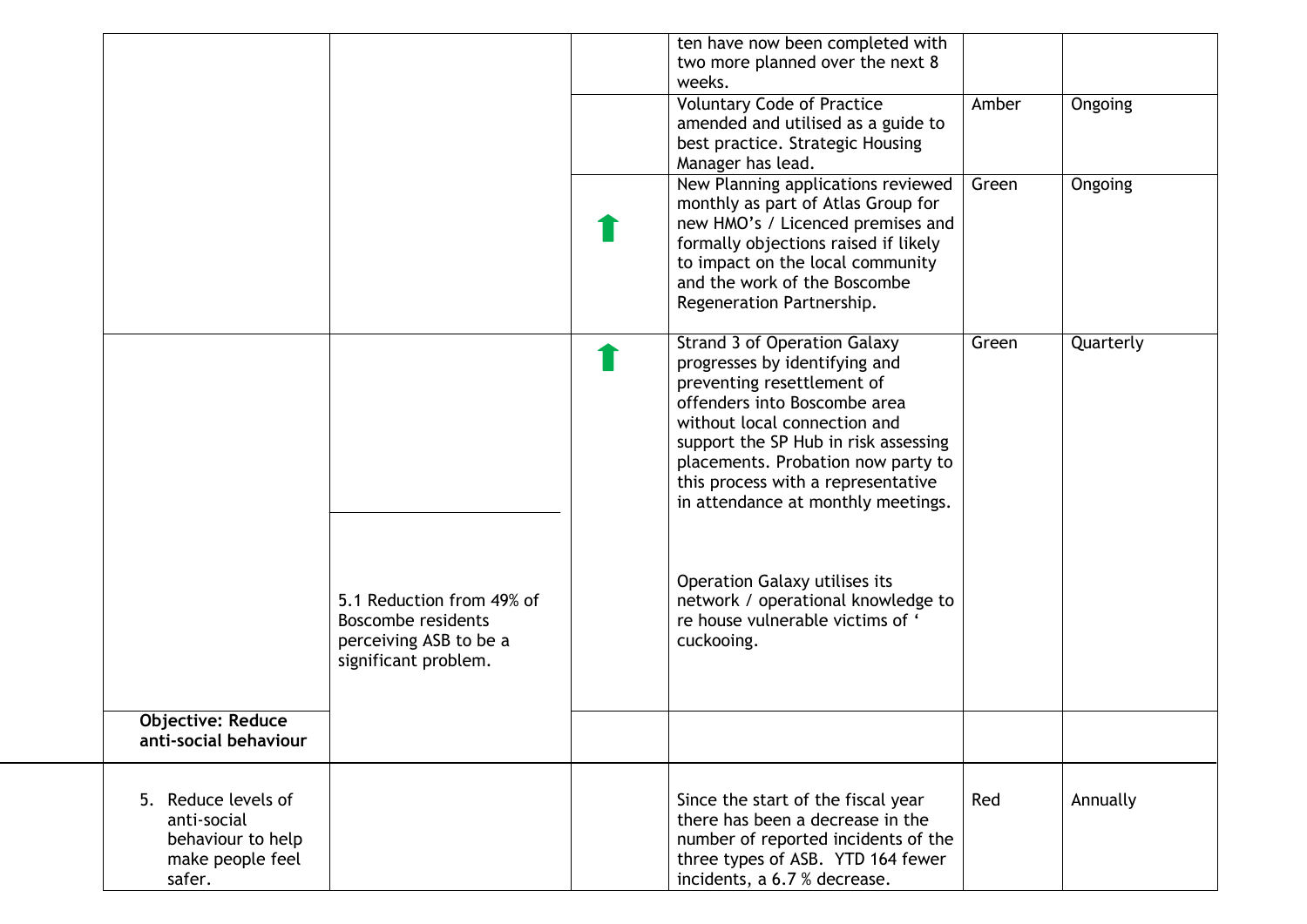| | | | | | |
|---|---|---|---|---|---|
| | | | ten have now been completed with two more planned over the next 8 weeks. | | |
| | | | Voluntary Code of Practice amended and utilised as a guide to best practice. Strategic Housing Manager has lead. | Amber | Ongoing |
| | | ⬆ | New Planning applications reviewed monthly as part of Atlas Group for new HMO's / Licenced premises and formally objections raised if likely to impact on the local community and the work of the Boscombe Regeneration Partnership. | Green | Ongoing |
| | | ⬆ | Strand 3 of Operation Galaxy progresses by identifying and preventing resettlement of offenders into Boscombe area without local connection and support the SP Hub in risk assessing placements. Probation now party to this process with a representative in attendance at monthly meetings. | Green | Quarterly |
| | 5.1 Reduction from 49% of Boscombe residents perceiving ASB to be a significant problem. | | Operation Galaxy utilises its network / operational knowledge to re house vulnerable victims of ' cuckooing. | | |
| **Objective: Reduce anti-social behaviour** | | | | | |
| 5. Reduce levels of anti-social behaviour to help make people feel safer. | | | Since the start of the fiscal year there has been a decrease in the number of reported incidents of the three types of ASB. YTD 164 fewer incidents, a 6.7 % decrease. | Red | Annually |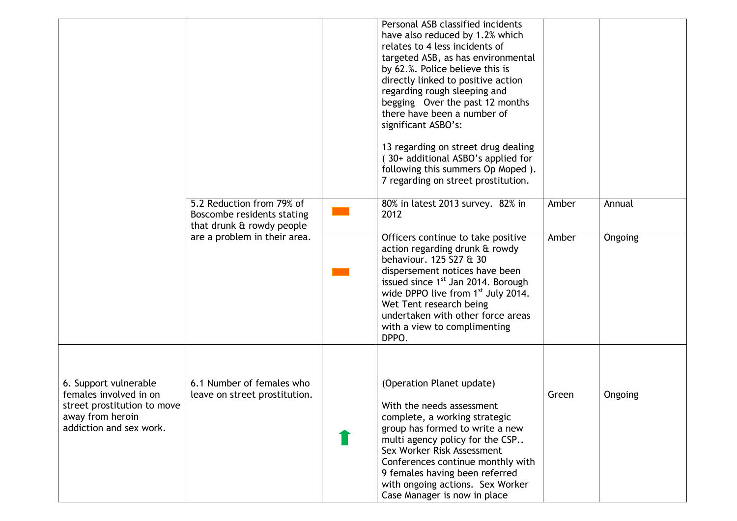| | | | | | |
|---|---|---|---|---|---|
| | | | Personal ASB classified incidents have also reduced by 1.2% which relates to 4 less incidents of targeted ASB, as has environmental by 62.%. Police believe this is directly linked to positive action regarding rough sleeping and begging Over the past 12 months there have been a number of significant ASBO's:<br><br>13 regarding on street drug dealing ( 30+ additional ASBO's applied for following this summers Op Moped ). 7 regarding on street prostitution. | | |
| | 5.2 Reduction from 79% of Boscombe residents stating that drunk & rowdy people are a problem in their area. | ▬ | 80% in latest 2013 survey. 82% in 2012 | Amber | Annual |
| | | ▬ | Officers continue to take positive action regarding drunk & rowdy behaviour. 125 S27 & 30 dispersement notices have been issued since 1st Jan 2014. Borough wide DPPO live from 1st July 2014. Wet Tent research being undertaken with other force areas with a view to complimenting DPPO. | Amber | Ongoing |
| 6. Support vulnerable females involved in on street prostitution to move away from heroin addiction and sex work. | 6.1 Number of females who leave on street prostitution. | ⬆ | (Operation Planet update)<br><br>With the needs assessment complete, a working strategic group has formed to write a new multi agency policy for the CSP.. Sex Worker Risk Assessment Conferences continue monthly with 9 females having been referred with ongoing actions. Sex Worker Case Manager is now in place | Green | Ongoing |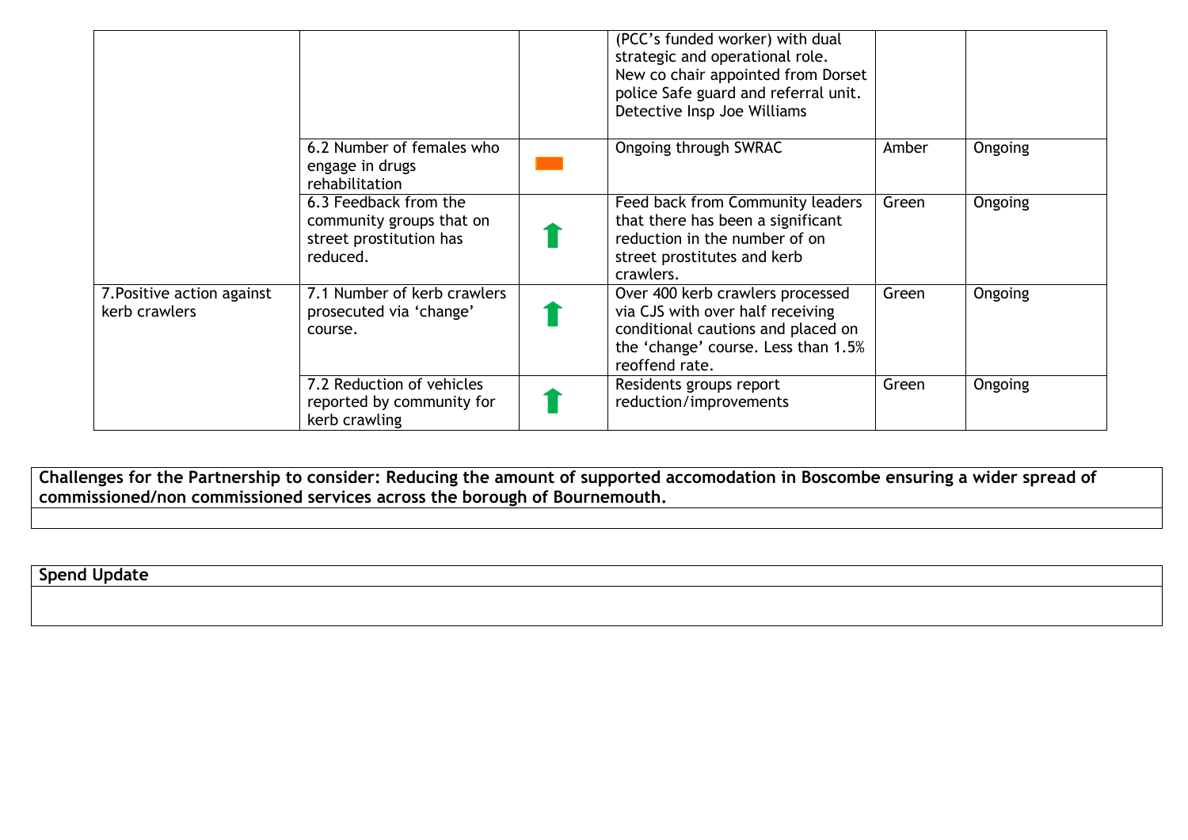| | | | | | |
|---|---|---|---|---|---|
| | | | (PCC's funded worker) with dual strategic and operational role. New co chair appointed from Dorset police Safe guard and referral unit. Detective Insp Joe Williams | | |
| | 6.2 Number of females who engage in drugs rehabilitation | | Ongoing through SWRAC | Amber | Ongoing |
| | 6.3 Feedback from the community groups that on street prostitution has reduced. | | Feed back from Community leaders that there has been a significant reduction in the number of on street prostitutes and kerb crawlers. | Green | Ongoing |
| 7.Positive action against kerb crawlers | 7.1 Number of kerb crawlers prosecuted via 'change' course. | | Over 400 kerb crawlers processed via CJS with over half receiving conditional cautions and placed on the 'change' course. Less than 1.5% reoffend rate. | Green | Ongoing |
| | 7.2 Reduction of vehicles reported by community for kerb crawling | | Residents groups report reduction/improvements | Green | Ongoing |

| **Challenges for the Partnership to consider: Reducing the amount of supported accomodation in Boscombe ensuring a wider spread of commissioned/non commissioned services across the borough of Bournemouth.** |
|---|
| |

| **Spend Update** |
|---|
| |